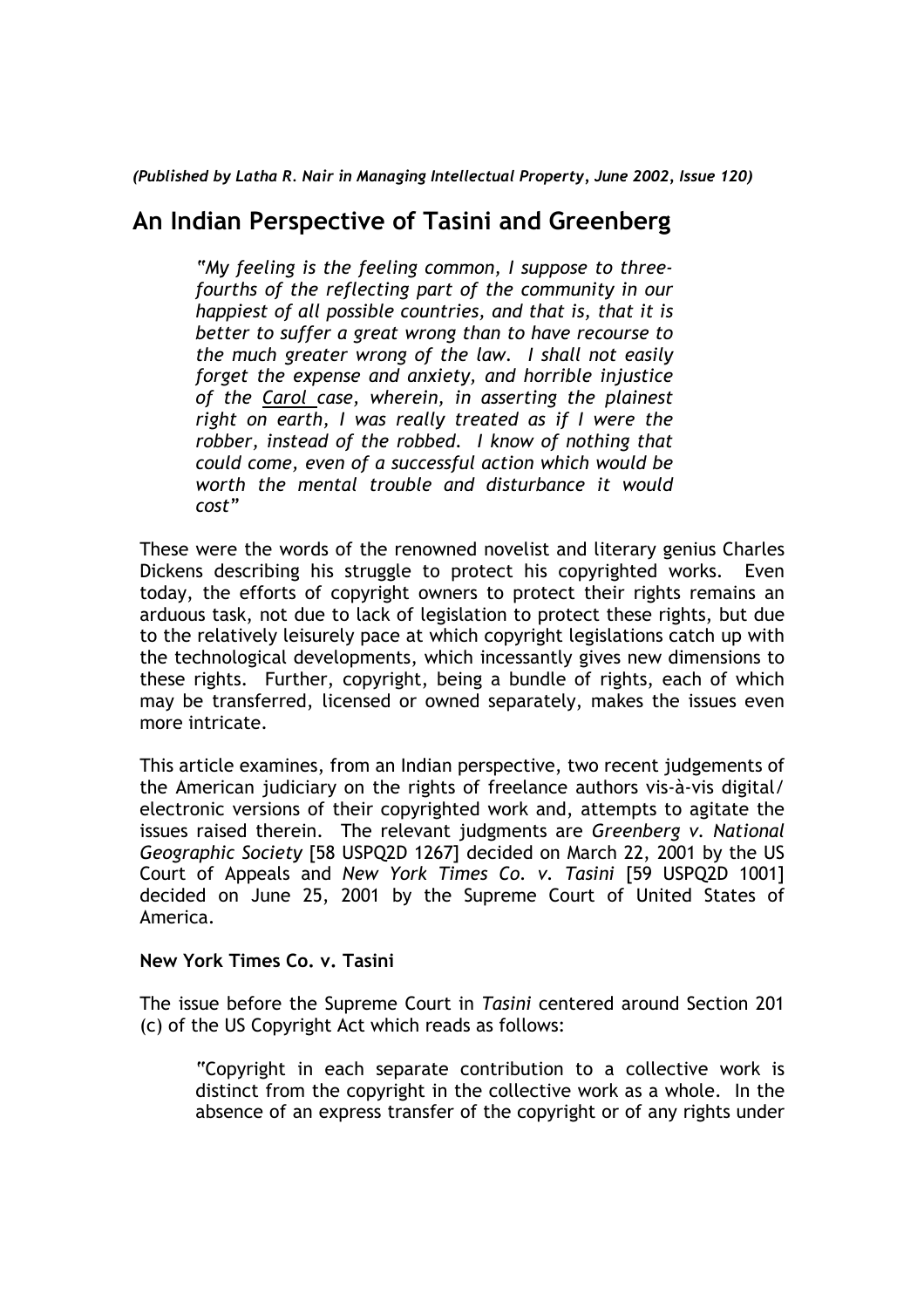*(Published by Latha R. Nair in Managing Intellectual Property, June 2002, Issue 120)*

# An Indian Perspective of Tasini and Greenberg

> *"My feeling is the feeling common, I suppose to three-fourths of the reflecting part of the community in our happiest of all possible countries, and that is, that it is better to suffer a great wrong than to have recourse to the much greater wrong of the law. I shall not easily forget the expense and anxiety, and horrible injustice of the Carol case, wherein, in asserting the plainest right on earth, I was really treated as if I were the robber, instead of the robbed. I know of nothing that could come, even of a successful action which would be worth the mental trouble and disturbance it would cost"*

These were the words of the renowned novelist and literary genius Charles Dickens describing his struggle to protect his copyrighted works. Even today, the efforts of copyright owners to protect their rights remains an arduous task, not due to lack of legislation to protect these rights, but due to the relatively leisurely pace at which copyright legislations catch up with the technological developments, which incessantly gives new dimensions to these rights. Further, copyright, being a bundle of rights, each of which may be transferred, licensed or owned separately, makes the issues even more intricate.

This article examines, from an Indian perspective, two recent judgements of the American judiciary on the rights of freelance authors vis-à-vis digital/ electronic versions of their copyrighted work and, attempts to agitate the issues raised therein. The relevant judgments are *Greenberg v. National Geographic Society* [58 USPQ2D 1267] decided on March 22, 2001 by the US Court of Appeals and *New York Times Co. v. Tasini* [59 USPQ2D 1001] decided on June 25, 2001 by the Supreme Court of United States of America.

**New York Times Co. v. Tasini**

The issue before the Supreme Court in *Tasini* centered around Section 201 (c) of the US Copyright Act which reads as follows:

> "Copyright in each separate contribution to a collective work is distinct from the copyright in the collective work as a whole. In the absence of an express transfer of the copyright or of any rights under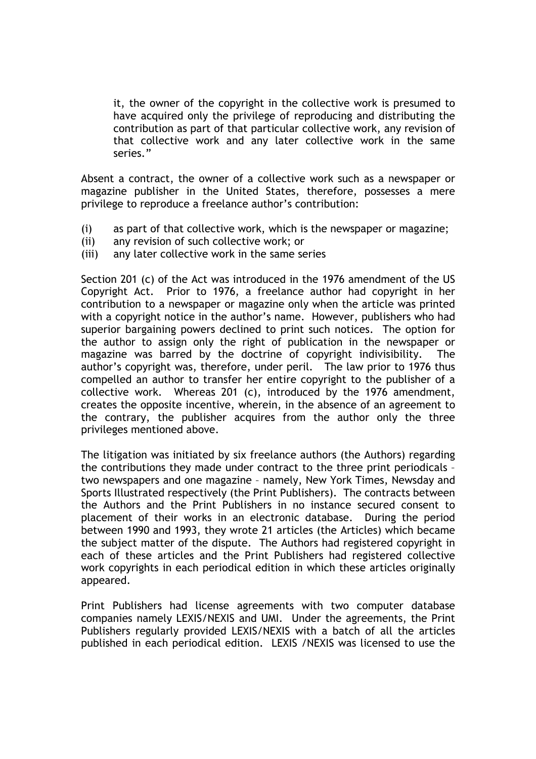> it, the owner of the copyright in the collective work is presumed to have acquired only the privilege of reproducing and distributing the contribution as part of that particular collective work, any revision of that collective work and any later collective work in the same series."

Absent a contract, the owner of a collective work such as a newspaper or magazine publisher in the United States, therefore, possesses a mere privilege to reproduce a freelance author's contribution:

(i) as part of that collective work, which is the newspaper or magazine;
(ii) any revision of such collective work; or
(iii) any later collective work in the same series

Section 201 (c) of the Act was introduced in the 1976 amendment of the US Copyright Act. Prior to 1976, a freelance author had copyright in her contribution to a newspaper or magazine only when the article was printed with a copyright notice in the author's name. However, publishers who had superior bargaining powers declined to print such notices. The option for the author to assign only the right of publication in the newspaper or magazine was barred by the doctrine of copyright indivisibility. The author's copyright was, therefore, under peril. The law prior to 1976 thus compelled an author to transfer her entire copyright to the publisher of a collective work. Whereas 201 (c), introduced by the 1976 amendment, creates the opposite incentive, wherein, in the absence of an agreement to the contrary, the publisher acquires from the author only the three privileges mentioned above.

The litigation was initiated by six freelance authors (the Authors) regarding the contributions they made under contract to the three print periodicals – two newspapers and one magazine – namely, New York Times, Newsday and Sports Illustrated respectively (the Print Publishers). The contracts between the Authors and the Print Publishers in no instance secured consent to placement of their works in an electronic database. During the period between 1990 and 1993, they wrote 21 articles (the Articles) which became the subject matter of the dispute. The Authors had registered copyright in each of these articles and the Print Publishers had registered collective work copyrights in each periodical edition in which these articles originally appeared.

Print Publishers had license agreements with two computer database companies namely LEXIS/NEXIS and UMI. Under the agreements, the Print Publishers regularly provided LEXIS/NEXIS with a batch of all the articles published in each periodical edition. LEXIS /NEXIS was licensed to use the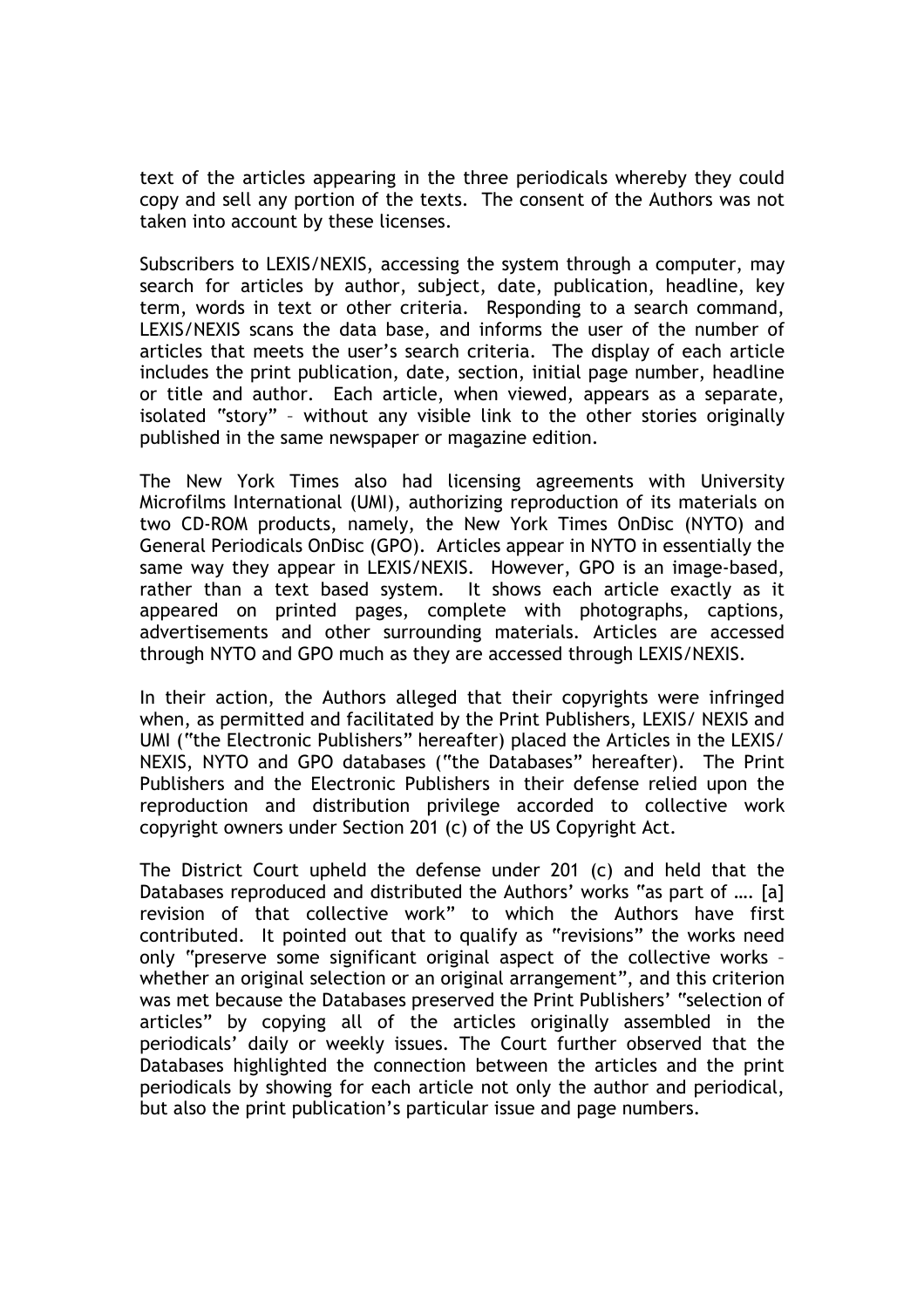text of the articles appearing in the three periodicals whereby they could copy and sell any portion of the texts. The consent of the Authors was not taken into account by these licenses.

Subscribers to LEXIS/NEXIS, accessing the system through a computer, may search for articles by author, subject, date, publication, headline, key term, words in text or other criteria. Responding to a search command, LEXIS/NEXIS scans the data base, and informs the user of the number of articles that meets the user's search criteria. The display of each article includes the print publication, date, section, initial page number, headline or title and author. Each article, when viewed, appears as a separate, isolated "story" – without any visible link to the other stories originally published in the same newspaper or magazine edition.

The New York Times also had licensing agreements with University Microfilms International (UMI), authorizing reproduction of its materials on two CD-ROM products, namely, the New York Times OnDisc (NYTO) and General Periodicals OnDisc (GPO). Articles appear in NYTO in essentially the same way they appear in LEXIS/NEXIS. However, GPO is an image-based, rather than a text based system. It shows each article exactly as it appeared on printed pages, complete with photographs, captions, advertisements and other surrounding materials. Articles are accessed through NYTO and GPO much as they are accessed through LEXIS/NEXIS.

In their action, the Authors alleged that their copyrights were infringed when, as permitted and facilitated by the Print Publishers, LEXIS/ NEXIS and UMI ("the Electronic Publishers" hereafter) placed the Articles in the LEXIS/ NEXIS, NYTO and GPO databases ("the Databases" hereafter). The Print Publishers and the Electronic Publishers in their defense relied upon the reproduction and distribution privilege accorded to collective work copyright owners under Section 201 (c) of the US Copyright Act.

The District Court upheld the defense under 201 (c) and held that the Databases reproduced and distributed the Authors' works "as part of …. [a] revision of that collective work" to which the Authors have first contributed. It pointed out that to qualify as "revisions" the works need only "preserve some significant original aspect of the collective works – whether an original selection or an original arrangement", and this criterion was met because the Databases preserved the Print Publishers' "selection of articles" by copying all of the articles originally assembled in the periodicals' daily or weekly issues. The Court further observed that the Databases highlighted the connection between the articles and the print periodicals by showing for each article not only the author and periodical, but also the print publication's particular issue and page numbers.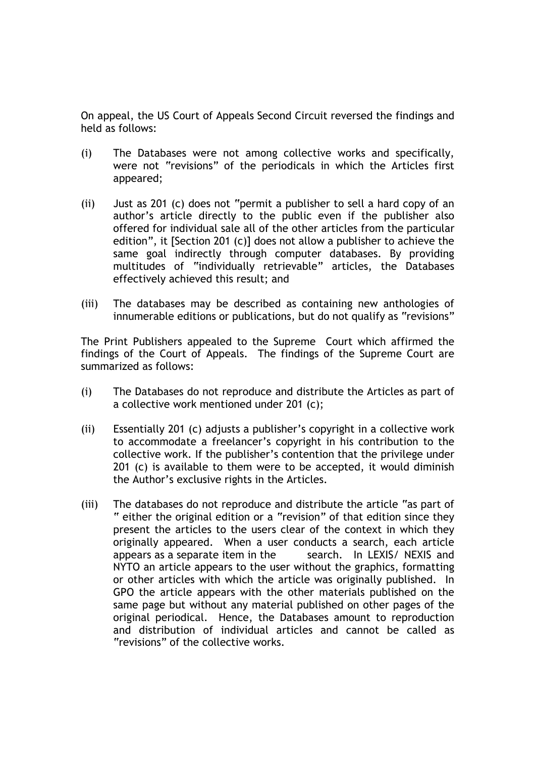On appeal, the US Court of Appeals Second Circuit reversed the findings and held as follows:

(i) The Databases were not among collective works and specifically, were not "revisions" of the periodicals in which the Articles first appeared;

(ii) Just as 201 (c) does not "permit a publisher to sell a hard copy of an author's article directly to the public even if the publisher also offered for individual sale all of the other articles from the particular edition", it [Section 201 (c)] does not allow a publisher to achieve the same goal indirectly through computer databases. By providing multitudes of "individually retrievable" articles, the Databases effectively achieved this result; and

(iii) The databases may be described as containing new anthologies of innumerable editions or publications, but do not qualify as "revisions"

The Print Publishers appealed to the Supreme Court which affirmed the findings of the Court of Appeals. The findings of the Supreme Court are summarized as follows:

(i) The Databases do not reproduce and distribute the Articles as part of a collective work mentioned under 201 (c);

(ii) Essentially 201 (c) adjusts a publisher's copyright in a collective work to accommodate a freelancer's copyright in his contribution to the collective work. If the publisher's contention that the privilege under 201 (c) is available to them were to be accepted, it would diminish the Author's exclusive rights in the Articles.

(iii) The databases do not reproduce and distribute the article "as part of " either the original edition or a "revision" of that edition since they present the articles to the users clear of the context in which they originally appeared. When a user conducts a search, each article appears as a separate item in the search. In LEXIS/ NEXIS and NYTO an article appears to the user without the graphics, formatting or other articles with which the article was originally published. In GPO the article appears with the other materials published on the same page but without any material published on other pages of the original periodical. Hence, the Databases amount to reproduction and distribution of individual articles and cannot be called as "revisions" of the collective works.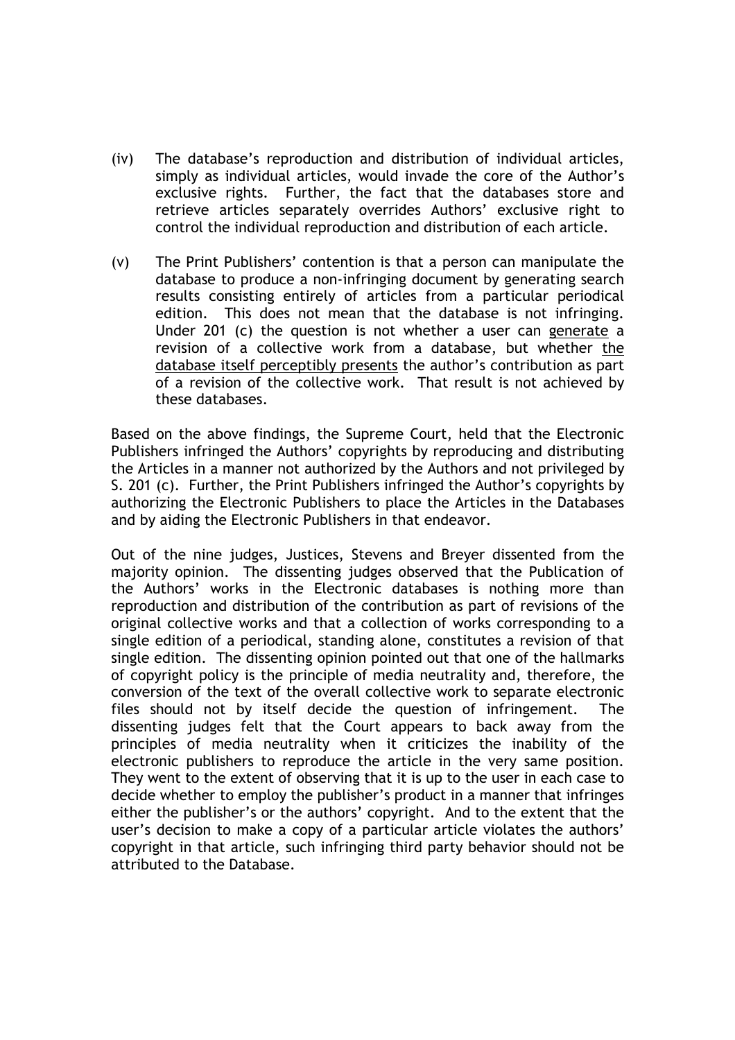(iv) The database's reproduction and distribution of individual articles, simply as individual articles, would invade the core of the Author's exclusive rights. Further, the fact that the databases store and retrieve articles separately overrides Authors' exclusive right to control the individual reproduction and distribution of each article.

(v) The Print Publishers' contention is that a person can manipulate the database to produce a non-infringing document by generating search results consisting entirely of articles from a particular periodical edition. This does not mean that the database is not infringing. Under 201 (c) the question is not whether a user can <u>generate</u> a revision of a collective work from a database, but whether <u>the database itself perceptibly presents</u> the author's contribution as part of a revision of the collective work. That result is not achieved by these databases.

Based on the above findings, the Supreme Court, held that the Electronic Publishers infringed the Authors' copyrights by reproducing and distributing the Articles in a manner not authorized by the Authors and not privileged by S. 201 (c). Further, the Print Publishers infringed the Author's copyrights by authorizing the Electronic Publishers to place the Articles in the Databases and by aiding the Electronic Publishers in that endeavor.

Out of the nine judges, Justices, Stevens and Breyer dissented from the majority opinion. The dissenting judges observed that the Publication of the Authors' works in the Electronic databases is nothing more than reproduction and distribution of the contribution as part of revisions of the original collective works and that a collection of works corresponding to a single edition of a periodical, standing alone, constitutes a revision of that single edition. The dissenting opinion pointed out that one of the hallmarks of copyright policy is the principle of media neutrality and, therefore, the conversion of the text of the overall collective work to separate electronic files should not by itself decide the question of infringement. The dissenting judges felt that the Court appears to back away from the principles of media neutrality when it criticizes the inability of the electronic publishers to reproduce the article in the very same position. They went to the extent of observing that it is up to the user in each case to decide whether to employ the publisher's product in a manner that infringes either the publisher's or the authors' copyright. And to the extent that the user's decision to make a copy of a particular article violates the authors' copyright in that article, such infringing third party behavior should not be attributed to the Database.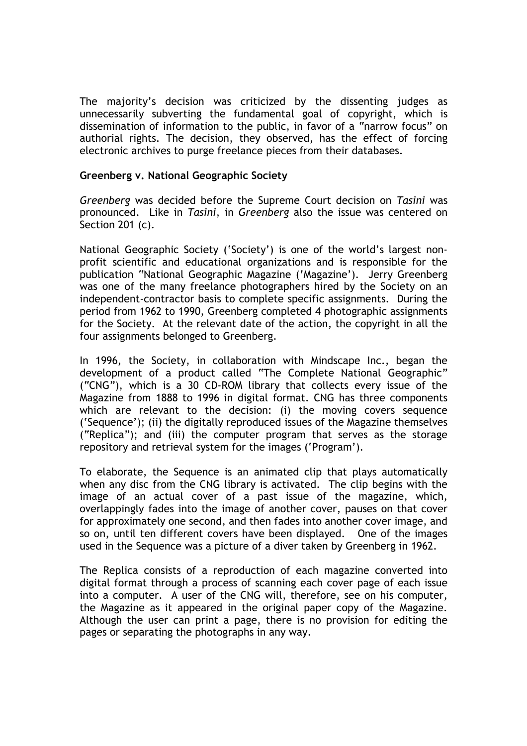The majority's decision was criticized by the dissenting judges as unnecessarily subverting the fundamental goal of copyright, which is dissemination of information to the public, in favor of a "narrow focus" on authorial rights. The decision, they observed, has the effect of forcing electronic archives to purge freelance pieces from their databases.

**Greenberg v. National Geographic Society**

*Greenberg* was decided before the Supreme Court decision on *Tasini* was pronounced. Like in *Tasini*, in *Greenberg* also the issue was centered on Section 201 (c).

National Geographic Society ('Society') is one of the world's largest non-profit scientific and educational organizations and is responsible for the publication "National Geographic Magazine ('Magazine'). Jerry Greenberg was one of the many freelance photographers hired by the Society on an independent-contractor basis to complete specific assignments. During the period from 1962 to 1990, Greenberg completed 4 photographic assignments for the Society. At the relevant date of the action, the copyright in all the four assignments belonged to Greenberg.

In 1996, the Society, in collaboration with Mindscape Inc., began the development of a product called "The Complete National Geographic" ("CNG"), which is a 30 CD-ROM library that collects every issue of the Magazine from 1888 to 1996 in digital format. CNG has three components which are relevant to the decision: (i) the moving covers sequence ('Sequence'); (ii) the digitally reproduced issues of the Magazine themselves ("Replica"); and (iii) the computer program that serves as the storage repository and retrieval system for the images ('Program').

To elaborate, the Sequence is an animated clip that plays automatically when any disc from the CNG library is activated. The clip begins with the image of an actual cover of a past issue of the magazine, which, overlappingly fades into the image of another cover, pauses on that cover for approximately one second, and then fades into another cover image, and so on, until ten different covers have been displayed. One of the images used in the Sequence was a picture of a diver taken by Greenberg in 1962.

The Replica consists of a reproduction of each magazine converted into digital format through a process of scanning each cover page of each issue into a computer. A user of the CNG will, therefore, see on his computer, the Magazine as it appeared in the original paper copy of the Magazine. Although the user can print a page, there is no provision for editing the pages or separating the photographs in any way.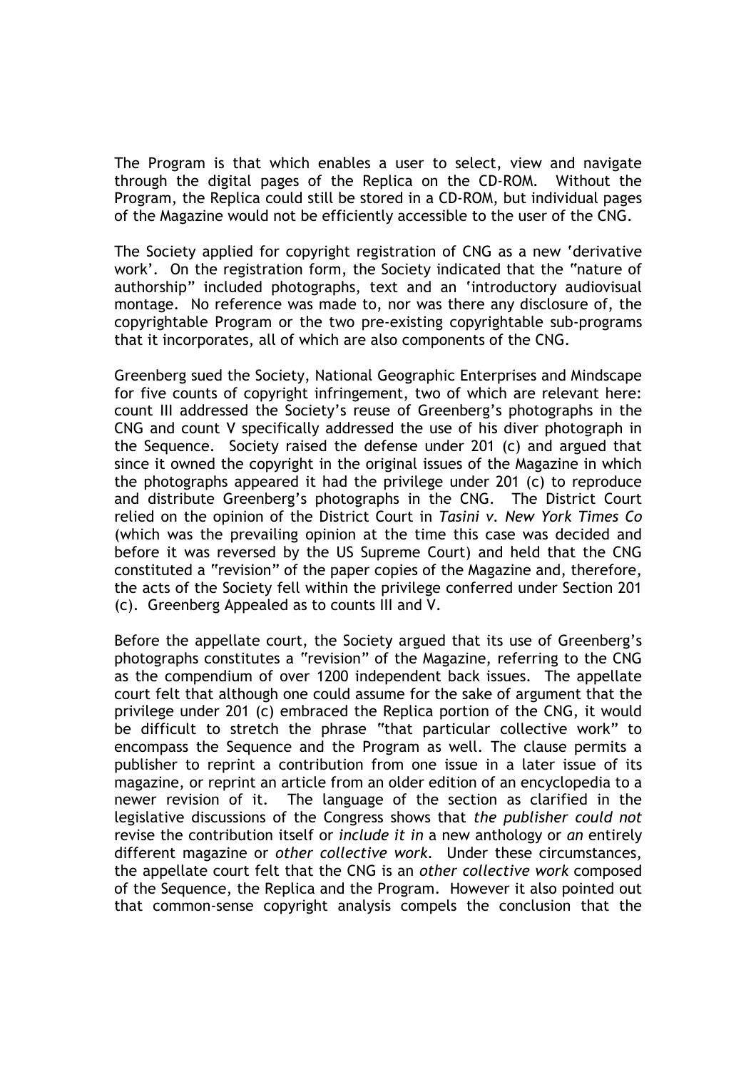The Program is that which enables a user to select, view and navigate through the digital pages of the Replica on the CD-ROM. Without the Program, the Replica could still be stored in a CD-ROM, but individual pages of the Magazine would not be efficiently accessible to the user of the CNG.

The Society applied for copyright registration of CNG as a new 'derivative work'. On the registration form, the Society indicated that the "nature of authorship" included photographs, text and an 'introductory audiovisual montage. No reference was made to, nor was there any disclosure of, the copyrightable Program or the two pre-existing copyrightable sub-programs that it incorporates, all of which are also components of the CNG.

Greenberg sued the Society, National Geographic Enterprises and Mindscape for five counts of copyright infringement, two of which are relevant here: count III addressed the Society's reuse of Greenberg's photographs in the CNG and count V specifically addressed the use of his diver photograph in the Sequence. Society raised the defense under 201 (c) and argued that since it owned the copyright in the original issues of the Magazine in which the photographs appeared it had the privilege under 201 (c) to reproduce and distribute Greenberg's photographs in the CNG. The District Court relied on the opinion of the District Court in *Tasini v. New York Times Co* (which was the prevailing opinion at the time this case was decided and before it was reversed by the US Supreme Court) and held that the CNG constituted a "revision" of the paper copies of the Magazine and, therefore, the acts of the Society fell within the privilege conferred under Section 201 (c). Greenberg Appealed as to counts III and V.

Before the appellate court, the Society argued that its use of Greenberg's photographs constitutes a "revision" of the Magazine, referring to the CNG as the compendium of over 1200 independent back issues. The appellate court felt that although one could assume for the sake of argument that the privilege under 201 (c) embraced the Replica portion of the CNG, it would be difficult to stretch the phrase "that particular collective work" to encompass the Sequence and the Program as well. The clause permits a publisher to reprint a contribution from one issue in a later issue of its magazine, or reprint an article from an older edition of an encyclopedia to a newer revision of it. The language of the section as clarified in the legislative discussions of the Congress shows that *the publisher could not* revise the contribution itself or *include it in* a new anthology or *an* entirely different magazine or *other collective work*. Under these circumstances, the appellate court felt that the CNG is an *other collective work* composed of the Sequence, the Replica and the Program. However it also pointed out that common-sense copyright analysis compels the conclusion that the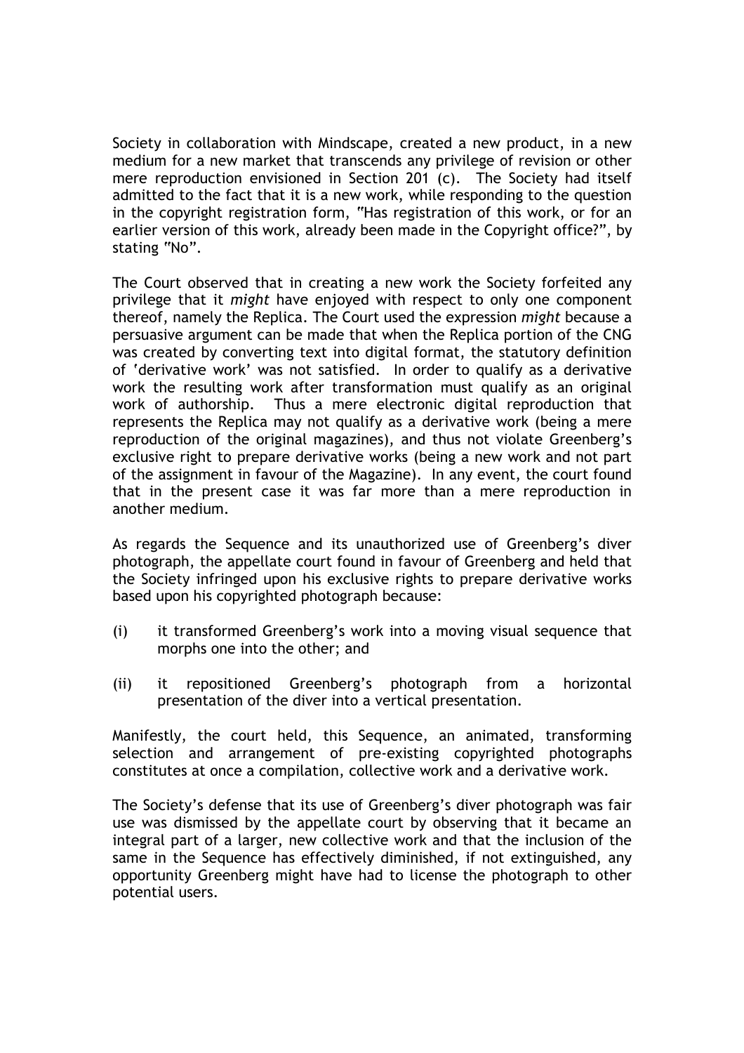Society in collaboration with Mindscape, created a new product, in a new medium for a new market that transcends any privilege of revision or other mere reproduction envisioned in Section 201 (c). The Society had itself admitted to the fact that it is a new work, while responding to the question in the copyright registration form, "Has registration of this work, or for an earlier version of this work, already been made in the Copyright office?", by stating "No".

The Court observed that in creating a new work the Society forfeited any privilege that it *might* have enjoyed with respect to only one component thereof, namely the Replica. The Court used the expression *might* because a persuasive argument can be made that when the Replica portion of the CNG was created by converting text into digital format, the statutory definition of 'derivative work' was not satisfied. In order to qualify as a derivative work the resulting work after transformation must qualify as an original work of authorship. Thus a mere electronic digital reproduction that represents the Replica may not qualify as a derivative work (being a mere reproduction of the original magazines), and thus not violate Greenberg's exclusive right to prepare derivative works (being a new work and not part of the assignment in favour of the Magazine). In any event, the court found that in the present case it was far more than a mere reproduction in another medium.

As regards the Sequence and its unauthorized use of Greenberg's diver photograph, the appellate court found in favour of Greenberg and held that the Society infringed upon his exclusive rights to prepare derivative works based upon his copyrighted photograph because:

(i) it transformed Greenberg's work into a moving visual sequence that morphs one into the other; and

(ii) it repositioned Greenberg's photograph from a horizontal presentation of the diver into a vertical presentation.

Manifestly, the court held, this Sequence, an animated, transforming selection and arrangement of pre-existing copyrighted photographs constitutes at once a compilation, collective work and a derivative work.

The Society's defense that its use of Greenberg's diver photograph was fair use was dismissed by the appellate court by observing that it became an integral part of a larger, new collective work and that the inclusion of the same in the Sequence has effectively diminished, if not extinguished, any opportunity Greenberg might have had to license the photograph to other potential users.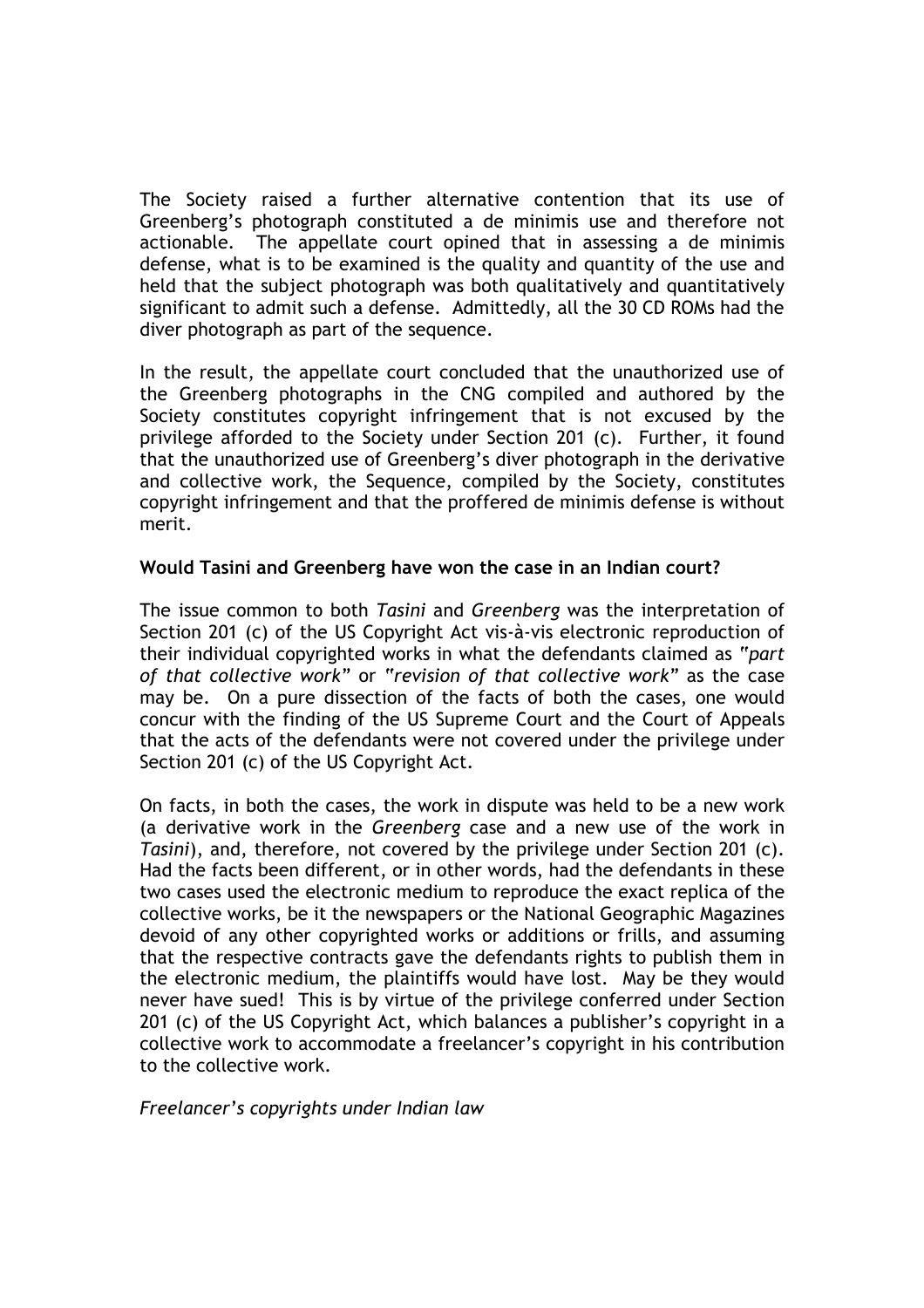The Society raised a further alternative contention that its use of Greenberg's photograph constituted a de minimis use and therefore not actionable. The appellate court opined that in assessing a de minimis defense, what is to be examined is the quality and quantity of the use and held that the subject photograph was both qualitatively and quantitatively significant to admit such a defense. Admittedly, all the 30 CD ROMs had the diver photograph as part of the sequence.

In the result, the appellate court concluded that the unauthorized use of the Greenberg photographs in the CNG compiled and authored by the Society constitutes copyright infringement that is not excused by the privilege afforded to the Society under Section 201 (c). Further, it found that the unauthorized use of Greenberg's diver photograph in the derivative and collective work, the Sequence, compiled by the Society, constitutes copyright infringement and that the proffered de minimis defense is without merit.

**Would Tasini and Greenberg have won the case in an Indian court?**

The issue common to both *Tasini* and *Greenberg* was the interpretation of Section 201 (c) of the US Copyright Act vis-à-vis electronic reproduction of their individual copyrighted works in what the defendants claimed as *"part of that collective work"* or *"revision of that collective work"* as the case may be. On a pure dissection of the facts of both the cases, one would concur with the finding of the US Supreme Court and the Court of Appeals that the acts of the defendants were not covered under the privilege under Section 201 (c) of the US Copyright Act.

On facts, in both the cases, the work in dispute was held to be a new work (a derivative work in the *Greenberg* case and a new use of the work in *Tasini*), and, therefore, not covered by the privilege under Section 201 (c). Had the facts been different, or in other words, had the defendants in these two cases used the electronic medium to reproduce the exact replica of the collective works, be it the newspapers or the National Geographic Magazines devoid of any other copyrighted works or additions or frills, and assuming that the respective contracts gave the defendants rights to publish them in the electronic medium, the plaintiffs would have lost. May be they would never have sued! This is by virtue of the privilege conferred under Section 201 (c) of the US Copyright Act, which balances a publisher's copyright in a collective work to accommodate a freelancer's copyright in his contribution to the collective work.

*Freelancer's copyrights under Indian law*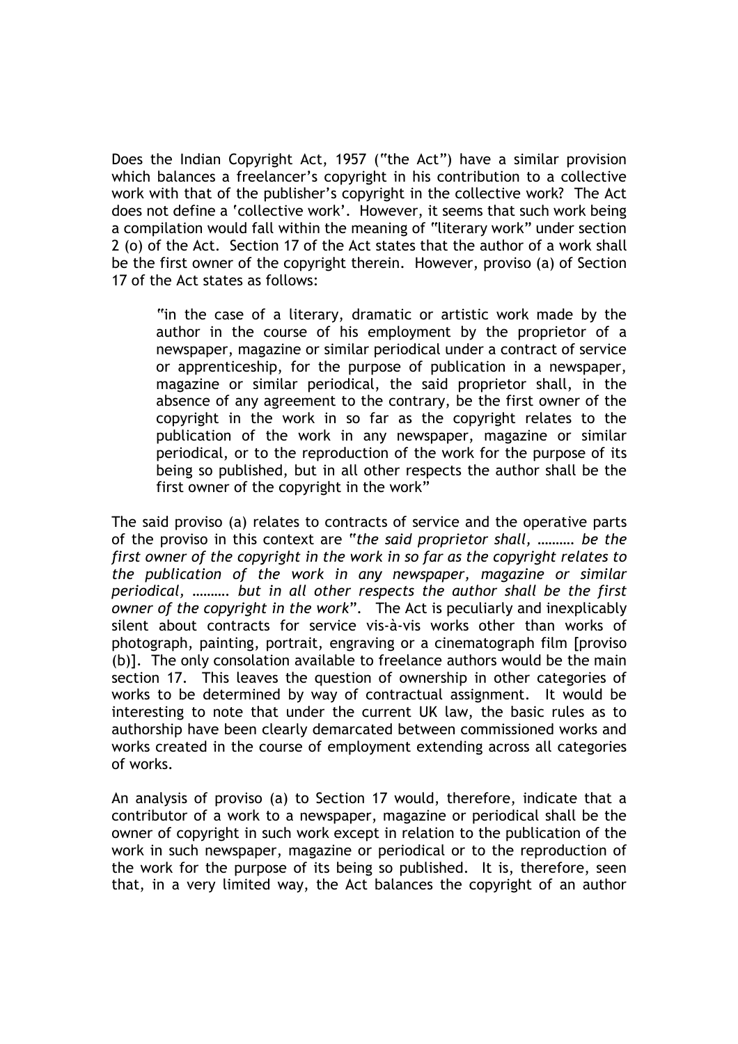Does the Indian Copyright Act, 1957 ("the Act") have a similar provision which balances a freelancer's copyright in his contribution to a collective work with that of the publisher's copyright in the collective work? The Act does not define a 'collective work'. However, it seems that such work being a compilation would fall within the meaning of "literary work" under section 2 (o) of the Act. Section 17 of the Act states that the author of a work shall be the first owner of the copyright therein. However, proviso (a) of Section 17 of the Act states as follows:

> "in the case of a literary, dramatic or artistic work made by the author in the course of his employment by the proprietor of a newspaper, magazine or similar periodical under a contract of service or apprenticeship, for the purpose of publication in a newspaper, magazine or similar periodical, the said proprietor shall, in the absence of any agreement to the contrary, be the first owner of the copyright in the work in so far as the copyright relates to the publication of the work in any newspaper, magazine or similar periodical, or to the reproduction of the work for the purpose of its being so published, but in all other respects the author shall be the first owner of the copyright in the work"

The said proviso (a) relates to contracts of service and the operative parts of the proviso in this context are "*the said proprietor shall, ………. be the first owner of the copyright in the work in so far as the copyright relates to the publication of the work in any newspaper, magazine or similar periodical, ………. but in all other respects the author shall be the first owner of the copyright in the work*". The Act is peculiarly and inexplicably silent about contracts for service vis-à-vis works other than works of photograph, painting, portrait, engraving or a cinematograph film [proviso (b)]. The only consolation available to freelance authors would be the main section 17. This leaves the question of ownership in other categories of works to be determined by way of contractual assignment. It would be interesting to note that under the current UK law, the basic rules as to authorship have been clearly demarcated between commissioned works and works created in the course of employment extending across all categories of works.

An analysis of proviso (a) to Section 17 would, therefore, indicate that a contributor of a work to a newspaper, magazine or periodical shall be the owner of copyright in such work except in relation to the publication of the work in such newspaper, magazine or periodical or to the reproduction of the work for the purpose of its being so published. It is, therefore, seen that, in a very limited way, the Act balances the copyright of an author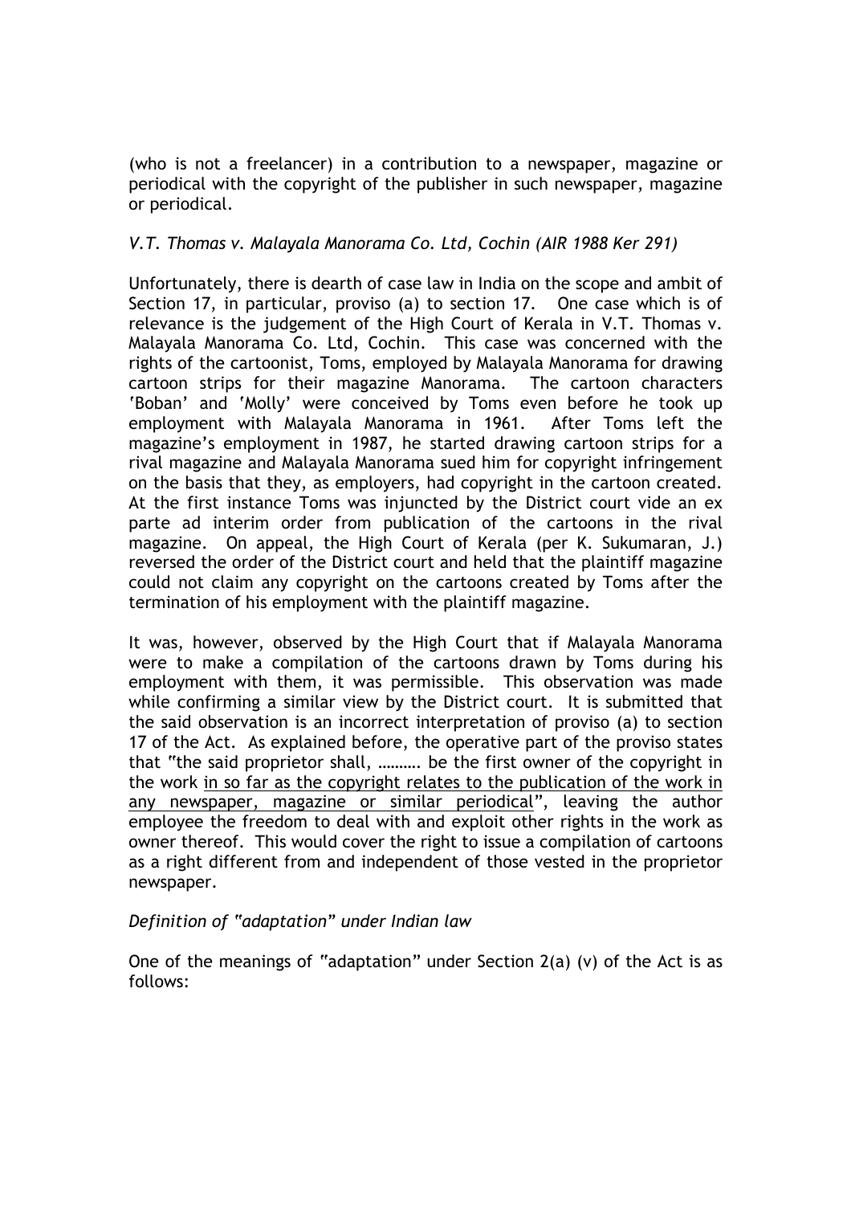(who is not a freelancer) in a contribution to a newspaper, magazine or periodical with the copyright of the publisher in such newspaper, magazine or periodical.

*V.T. Thomas v. Malayala Manorama Co. Ltd, Cochin (AIR 1988 Ker 291)*

Unfortunately, there is dearth of case law in India on the scope and ambit of Section 17, in particular, proviso (a) to section 17. One case which is of relevance is the judgement of the High Court of Kerala in V.T. Thomas v. Malayala Manorama Co. Ltd, Cochin. This case was concerned with the rights of the cartoonist, Toms, employed by Malayala Manorama for drawing cartoon strips for their magazine Manorama. The cartoon characters 'Boban' and 'Molly' were conceived by Toms even before he took up employment with Malayala Manorama in 1961. After Toms left the magazine's employment in 1987, he started drawing cartoon strips for a rival magazine and Malayala Manorama sued him for copyright infringement on the basis that they, as employers, had copyright in the cartoon created. At the first instance Toms was injuncted by the District court vide an ex parte ad interim order from publication of the cartoons in the rival magazine. On appeal, the High Court of Kerala (per K. Sukumaran, J.) reversed the order of the District court and held that the plaintiff magazine could not claim any copyright on the cartoons created by Toms after the termination of his employment with the plaintiff magazine.

It was, however, observed by the High Court that if Malayala Manorama were to make a compilation of the cartoons drawn by Toms during his employment with them, it was permissible. This observation was made while confirming a similar view by the District court. It is submitted that the said observation is an incorrect interpretation of proviso (a) to section 17 of the Act. As explained before, the operative part of the proviso states that "the said proprietor shall, ………. be the first owner of the copyright in the work <u>in so far as the copyright relates to the publication of the work in any newspaper, magazine or similar periodical</u>", leaving the author employee the freedom to deal with and exploit other rights in the work as owner thereof. This would cover the right to issue a compilation of cartoons as a right different from and independent of those vested in the proprietor newspaper.

*Definition of "adaptation" under Indian law*

One of the meanings of "adaptation" under Section 2(a) (v) of the Act is as follows: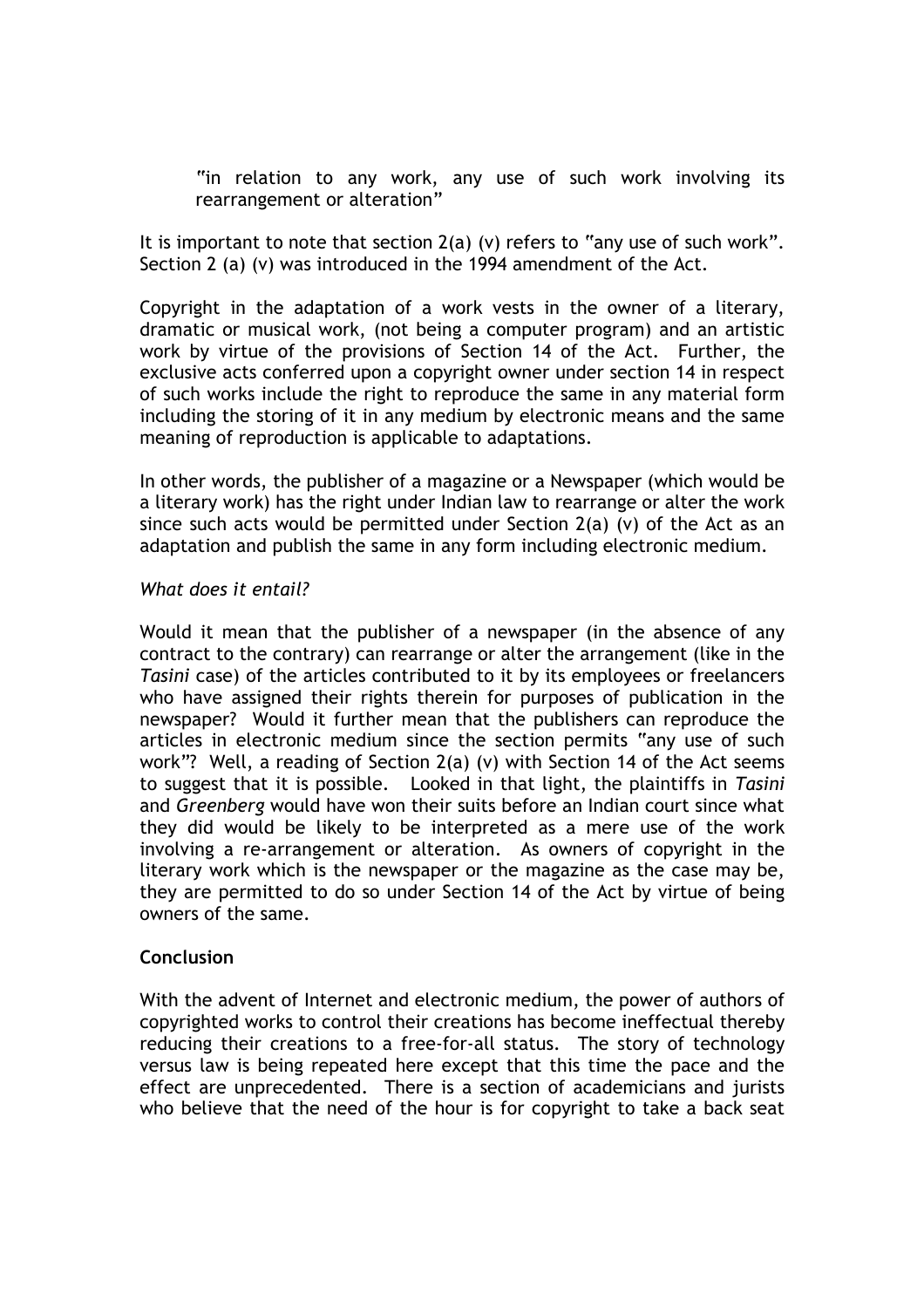> "in relation to any work, any use of such work involving its rearrangement or alteration"

It is important to note that section 2(a) (v) refers to "any use of such work". Section 2 (a) (v) was introduced in the 1994 amendment of the Act.

Copyright in the adaptation of a work vests in the owner of a literary, dramatic or musical work, (not being a computer program) and an artistic work by virtue of the provisions of Section 14 of the Act. Further, the exclusive acts conferred upon a copyright owner under section 14 in respect of such works include the right to reproduce the same in any material form including the storing of it in any medium by electronic means and the same meaning of reproduction is applicable to adaptations.

In other words, the publisher of a magazine or a Newspaper (which would be a literary work) has the right under Indian law to rearrange or alter the work since such acts would be permitted under Section 2(a) (v) of the Act as an adaptation and publish the same in any form including electronic medium.

*What does it entail?*

Would it mean that the publisher of a newspaper (in the absence of any contract to the contrary) can rearrange or alter the arrangement (like in the *Tasini* case) of the articles contributed to it by its employees or freelancers who have assigned their rights therein for purposes of publication in the newspaper? Would it further mean that the publishers can reproduce the articles in electronic medium since the section permits "any use of such work"? Well, a reading of Section 2(a) (v) with Section 14 of the Act seems to suggest that it is possible. Looked in that light, the plaintiffs in *Tasini* and *Greenberg* would have won their suits before an Indian court since what they did would be likely to be interpreted as a mere use of the work involving a re-arrangement or alteration. As owners of copyright in the literary work which is the newspaper or the magazine as the case may be, they are permitted to do so under Section 14 of the Act by virtue of being owners of the same.

**Conclusion**

With the advent of Internet and electronic medium, the power of authors of copyrighted works to control their creations has become ineffectual thereby reducing their creations to a free-for-all status. The story of technology versus law is being repeated here except that this time the pace and the effect are unprecedented. There is a section of academicians and jurists who believe that the need of the hour is for copyright to take a back seat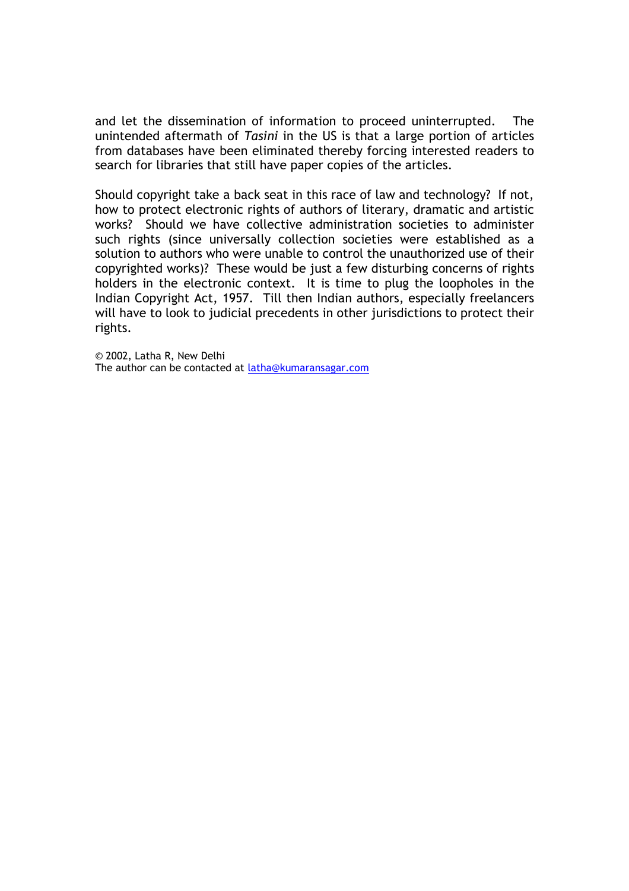and let the dissemination of information to proceed uninterrupted. The unintended aftermath of *Tasini* in the US is that a large portion of articles from databases have been eliminated thereby forcing interested readers to search for libraries that still have paper copies of the articles.

Should copyright take a back seat in this race of law and technology? If not, how to protect electronic rights of authors of literary, dramatic and artistic works? Should we have collective administration societies to administer such rights (since universally collection societies were established as a solution to authors who were unable to control the unauthorized use of their copyrighted works)? These would be just a few disturbing concerns of rights holders in the electronic context. It is time to plug the loopholes in the Indian Copyright Act, 1957. Till then Indian authors, especially freelancers will have to look to judicial precedents in other jurisdictions to protect their rights.

© 2002, Latha R, New Delhi
The author can be contacted at latha@kumaransagar.com